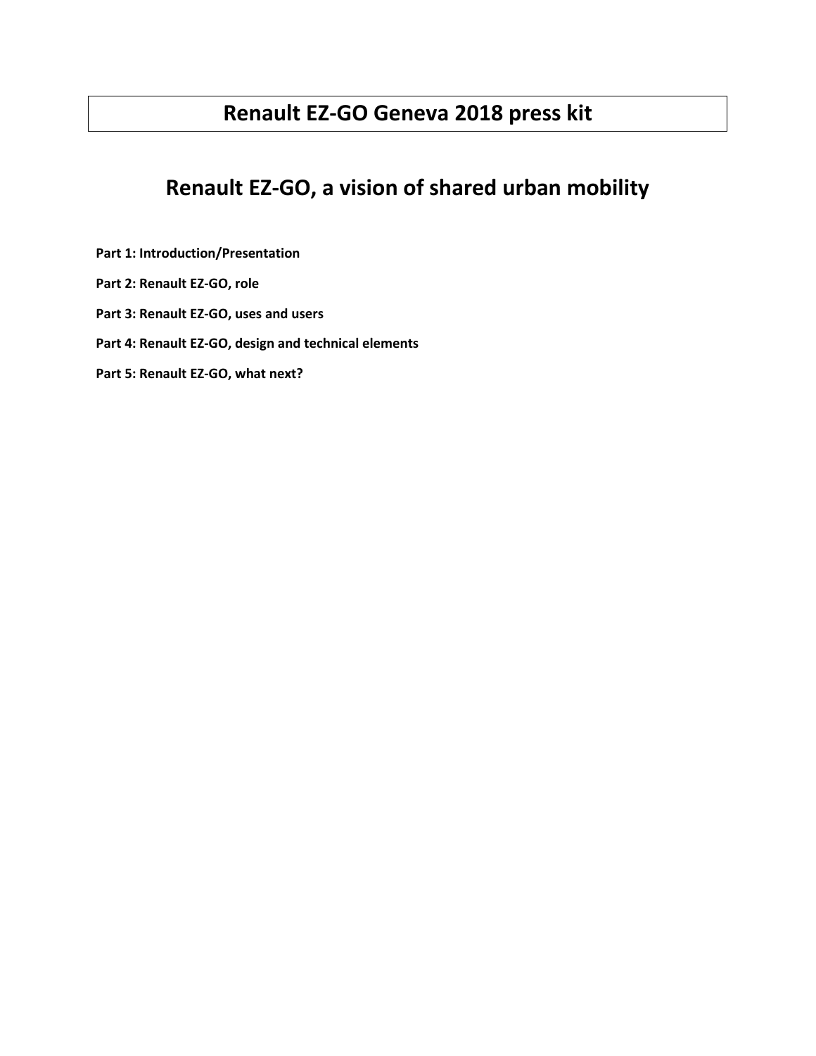# Renault EZ-GO Geneva 2018 press kit

## Renault EZ-GO, a vision of shared urban mobility

**Part 1: Introduction/Presentation**

**Part 2: Renault EZ-GO, role**

**Part 3: Renault EZ-GO, uses and users**

**Part 4: Renault EZ-GO, design and technical elements**

**Part 5: Renault EZ-GO, what next?**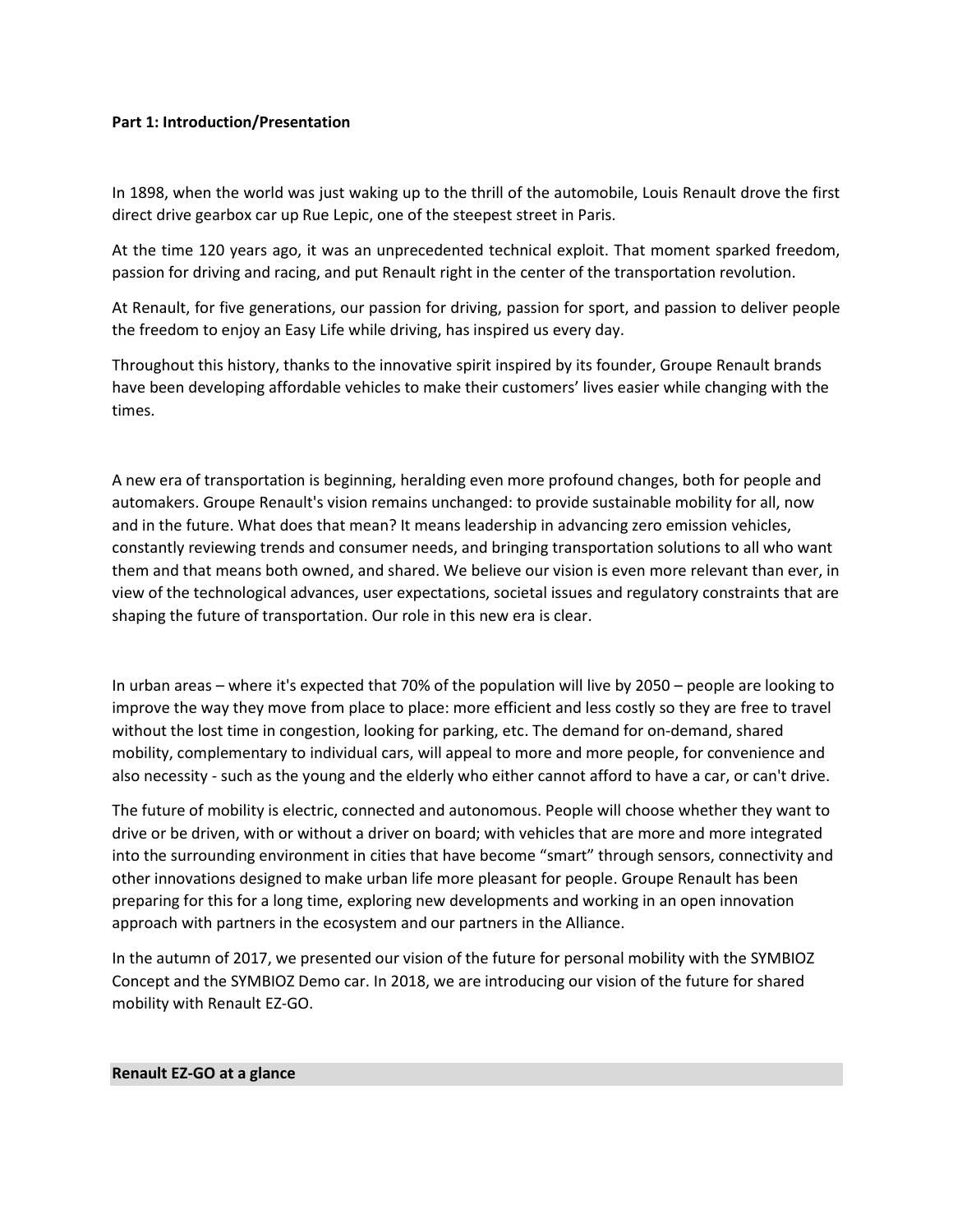**Part 1: Introduction/Presentation**

In 1898, when the world was just waking up to the thrill of the automobile, Louis Renault drove the first direct drive gearbox car up Rue Lepic, one of the steepest street in Paris.

At the time 120 years ago, it was an unprecedented technical exploit. That moment sparked freedom, passion for driving and racing, and put Renault right in the center of the transportation revolution.

At Renault, for five generations, our passion for driving, passion for sport, and passion to deliver people the freedom to enjoy an Easy Life while driving, has inspired us every day.

Throughout this history, thanks to the innovative spirit inspired by its founder, Groupe Renault brands have been developing affordable vehicles to make their customers' lives easier while changing with the times.

A new era of transportation is beginning, heralding even more profound changes, both for people and automakers. Groupe Renault's vision remains unchanged: to provide sustainable mobility for all, now and in the future. What does that mean? It means leadership in advancing zero emission vehicles, constantly reviewing trends and consumer needs, and bringing transportation solutions to all who want them and that means both owned, and shared. We believe our vision is even more relevant than ever, in view of the technological advances, user expectations, societal issues and regulatory constraints that are shaping the future of transportation. Our role in this new era is clear.

In urban areas – where it's expected that 70% of the population will live by 2050 – people are looking to improve the way they move from place to place: more efficient and less costly so they are free to travel without the lost time in congestion, looking for parking, etc. The demand for on-demand, shared mobility, complementary to individual cars, will appeal to more and more people, for convenience and also necessity - such as the young and the elderly who either cannot afford to have a car, or can't drive.

The future of mobility is electric, connected and autonomous. People will choose whether they want to drive or be driven, with or without a driver on board; with vehicles that are more and more integrated into the surrounding environment in cities that have become "smart" through sensors, connectivity and other innovations designed to make urban life more pleasant for people. Groupe Renault has been preparing for this for a long time, exploring new developments and working in an open innovation approach with partners in the ecosystem and our partners in the Alliance.

In the autumn of 2017, we presented our vision of the future for personal mobility with the SYMBIOZ Concept and the SYMBIOZ Demo car. In 2018, we are introducing our vision of the future for shared mobility with Renault EZ-GO.

**Renault EZ-GO at a glance**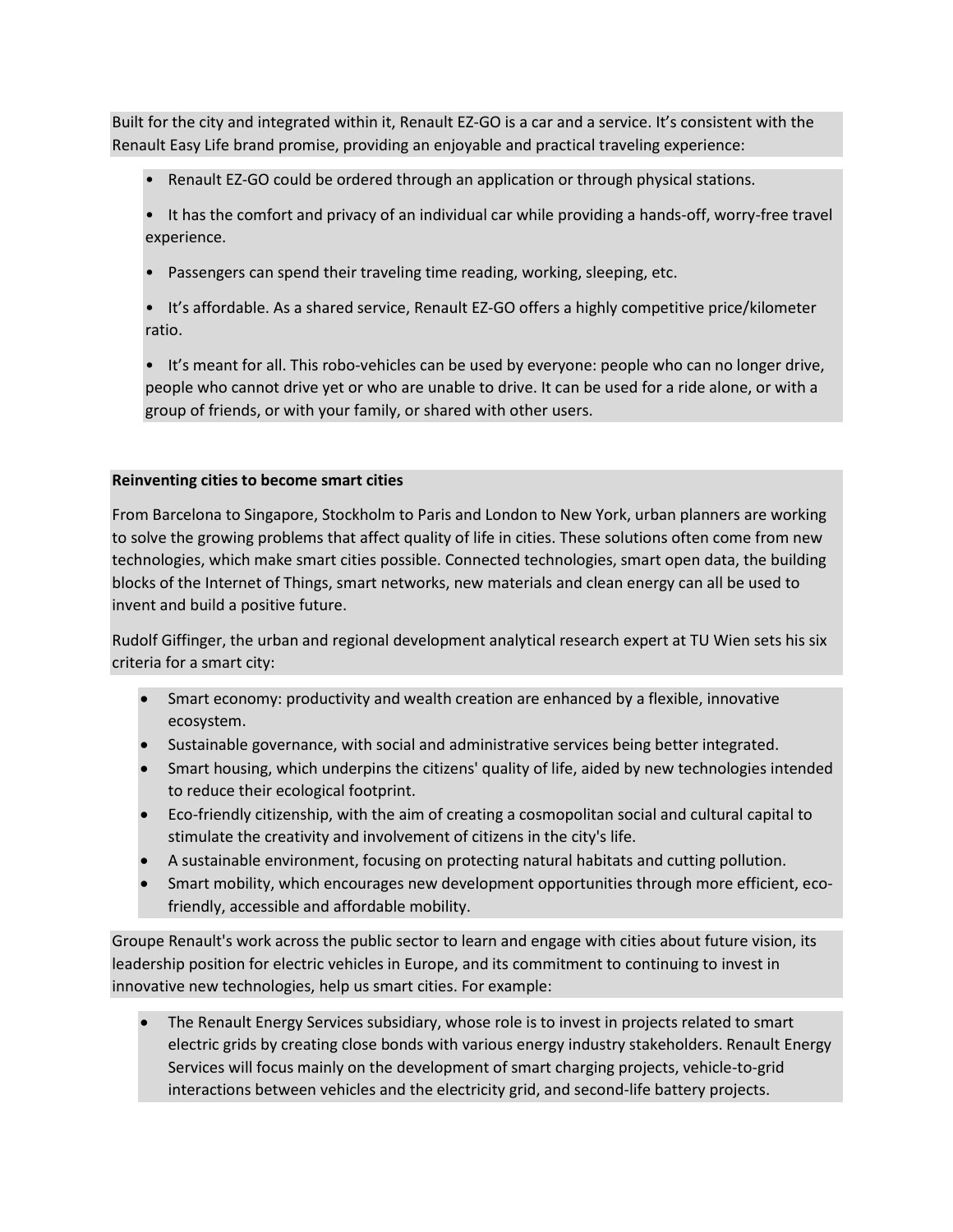Built for the city and integrated within it, Renault EZ-GO is a car and a service. It's consistent with the Renault Easy Life brand promise, providing an enjoyable and practical traveling experience:

- Renault EZ-GO could be ordered through an application or through physical stations.
- It has the comfort and privacy of an individual car while providing a hands-off, worry-free travel experience.
- Passengers can spend their traveling time reading, working, sleeping, etc.
- It's affordable. As a shared service, Renault EZ-GO offers a highly competitive price/kilometer ratio.
- It's meant for all. This robo-vehicles can be used by everyone: people who can no longer drive, people who cannot drive yet or who are unable to drive. It can be used for a ride alone, or with a group of friends, or with your family, or shared with other users.

**Reinventing cities to become smart cities**

From Barcelona to Singapore, Stockholm to Paris and London to New York, urban planners are working to solve the growing problems that affect quality of life in cities. These solutions often come from new technologies, which make smart cities possible. Connected technologies, smart open data, the building blocks of the Internet of Things, smart networks, new materials and clean energy can all be used to invent and build a positive future.

Rudolf Giffinger, the urban and regional development analytical research expert at TU Wien sets his six criteria for a smart city:

- Smart economy: productivity and wealth creation are enhanced by a flexible, innovative ecosystem.
- Sustainable governance, with social and administrative services being better integrated.
- Smart housing, which underpins the citizens' quality of life, aided by new technologies intended to reduce their ecological footprint.
- Eco-friendly citizenship, with the aim of creating a cosmopolitan social and cultural capital to stimulate the creativity and involvement of citizens in the city's life.
- A sustainable environment, focusing on protecting natural habitats and cutting pollution.
- Smart mobility, which encourages new development opportunities through more efficient, eco-friendly, accessible and affordable mobility.

Groupe Renault's work across the public sector to learn and engage with cities about future vision, its leadership position for electric vehicles in Europe, and its commitment to continuing to invest in innovative new technologies, help us smart cities. For example:

- The Renault Energy Services subsidiary, whose role is to invest in projects related to smart electric grids by creating close bonds with various energy industry stakeholders. Renault Energy Services will focus mainly on the development of smart charging projects, vehicle-to-grid interactions between vehicles and the electricity grid, and second-life battery projects.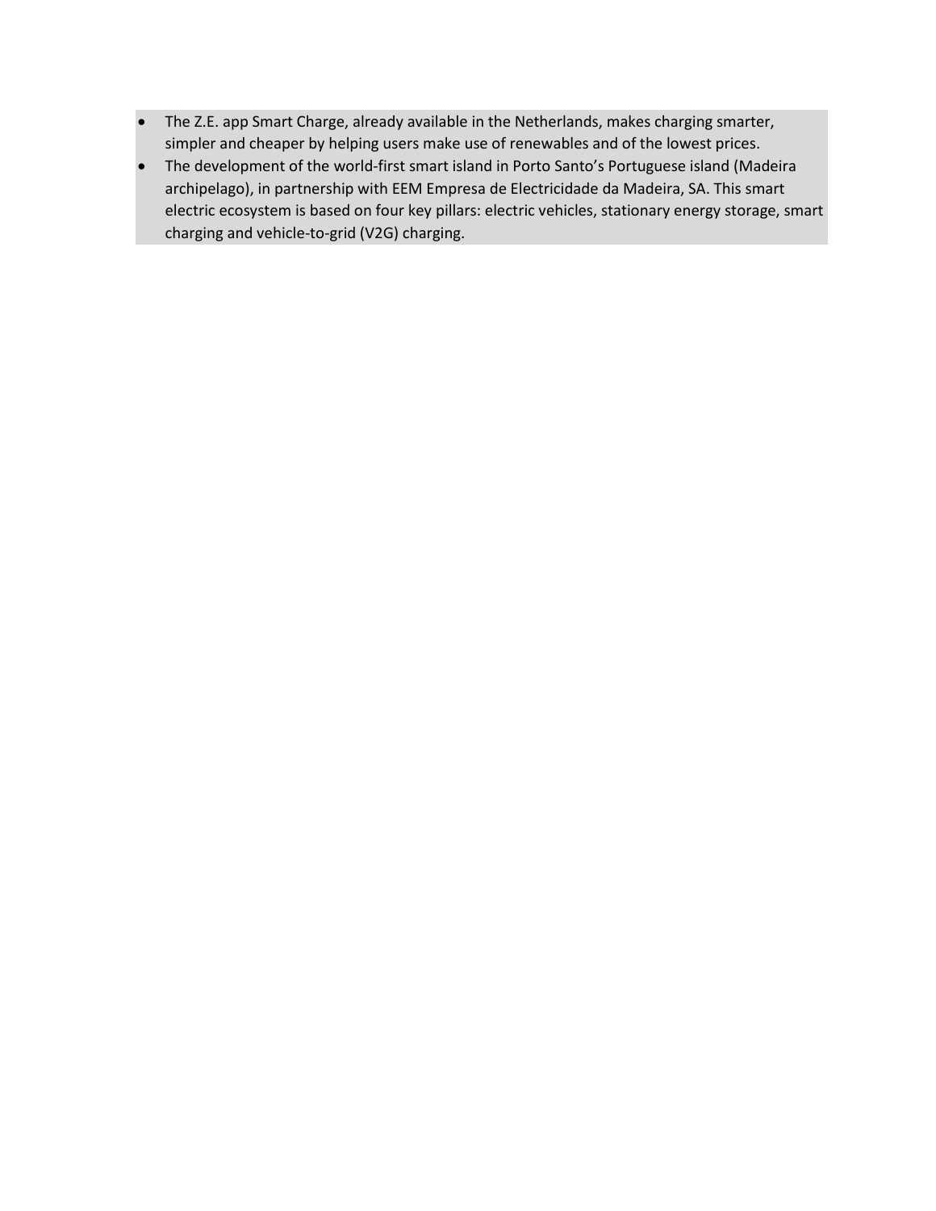- The Z.E. app Smart Charge, already available in the Netherlands, makes charging smarter, simpler and cheaper by helping users make use of renewables and of the lowest prices.
- The development of the world-first smart island in Porto Santo's Portuguese island (Madeira archipelago), in partnership with EEM Empresa de Electricidade da Madeira, SA. This smart electric ecosystem is based on four key pillars: electric vehicles, stationary energy storage, smart charging and vehicle-to-grid (V2G) charging.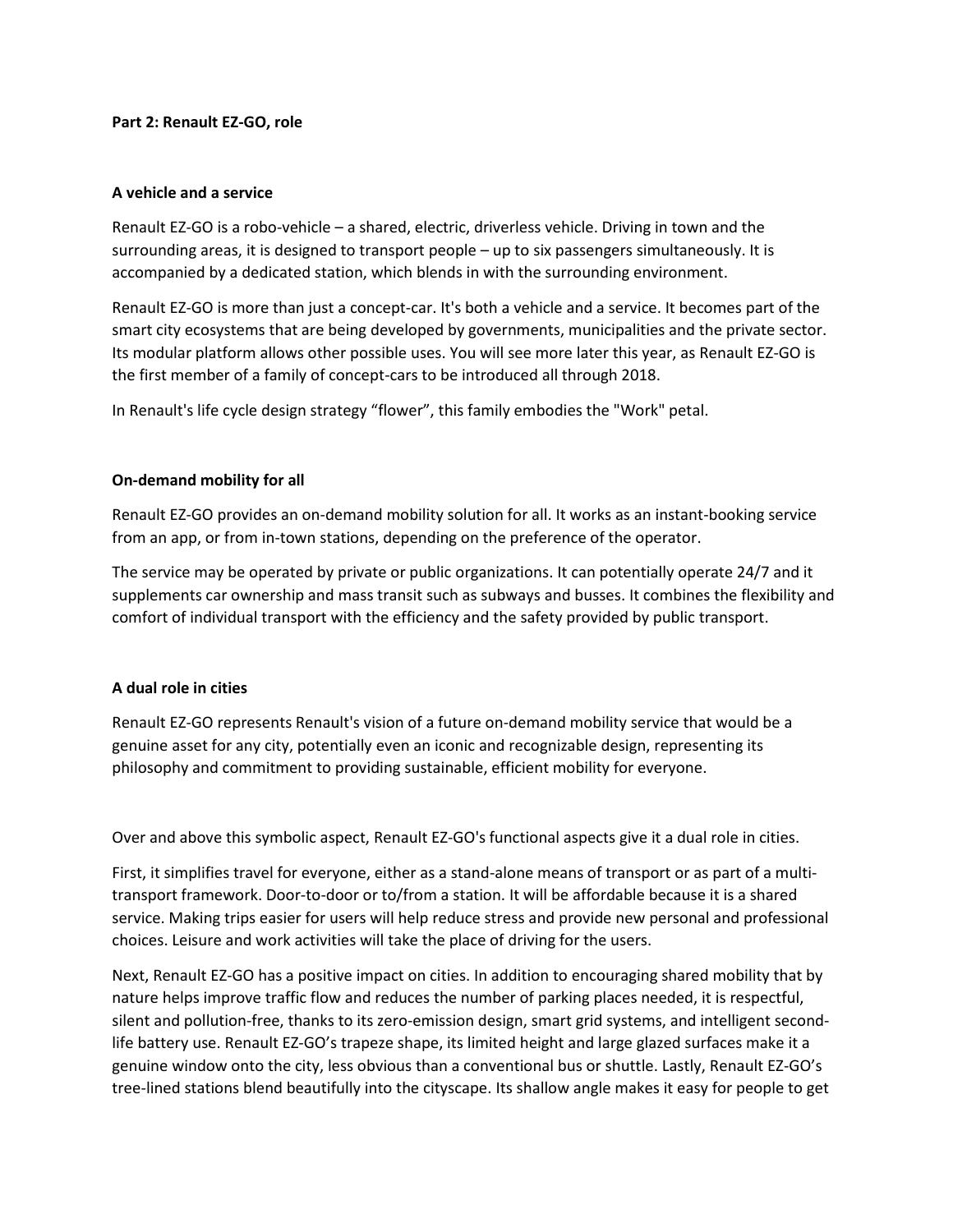**Part 2: Renault EZ-GO, role**

**A vehicle and a service**

Renault EZ-GO is a robo-vehicle – a shared, electric, driverless vehicle. Driving in town and the surrounding areas, it is designed to transport people – up to six passengers simultaneously. It is accompanied by a dedicated station, which blends in with the surrounding environment.

Renault EZ-GO is more than just a concept-car. It's both a vehicle and a service. It becomes part of the smart city ecosystems that are being developed by governments, municipalities and the private sector. Its modular platform allows other possible uses. You will see more later this year, as Renault EZ-GO is the first member of a family of concept-cars to be introduced all through 2018.

In Renault's life cycle design strategy "flower", this family embodies the "Work" petal.

**On-demand mobility for all**

Renault EZ-GO provides an on-demand mobility solution for all. It works as an instant-booking service from an app, or from in-town stations, depending on the preference of the operator.

The service may be operated by private or public organizations. It can potentially operate 24/7 and it supplements car ownership and mass transit such as subways and busses. It combines the flexibility and comfort of individual transport with the efficiency and the safety provided by public transport.

**A dual role in cities**

Renault EZ-GO represents Renault's vision of a future on-demand mobility service that would be a genuine asset for any city, potentially even an iconic and recognizable design, representing its philosophy and commitment to providing sustainable, efficient mobility for everyone.

Over and above this symbolic aspect, Renault EZ-GO's functional aspects give it a dual role in cities.

First, it simplifies travel for everyone, either as a stand-alone means of transport or as part of a multi-transport framework. Door-to-door or to/from a station. It will be affordable because it is a shared service. Making trips easier for users will help reduce stress and provide new personal and professional choices. Leisure and work activities will take the place of driving for the users.

Next, Renault EZ-GO has a positive impact on cities. In addition to encouraging shared mobility that by nature helps improve traffic flow and reduces the number of parking places needed, it is respectful, silent and pollution-free, thanks to its zero-emission design, smart grid systems, and intelligent second-life battery use. Renault EZ-GO's trapeze shape, its limited height and large glazed surfaces make it a genuine window onto the city, less obvious than a conventional bus or shuttle. Lastly, Renault EZ-GO's tree-lined stations blend beautifully into the cityscape. Its shallow angle makes it easy for people to get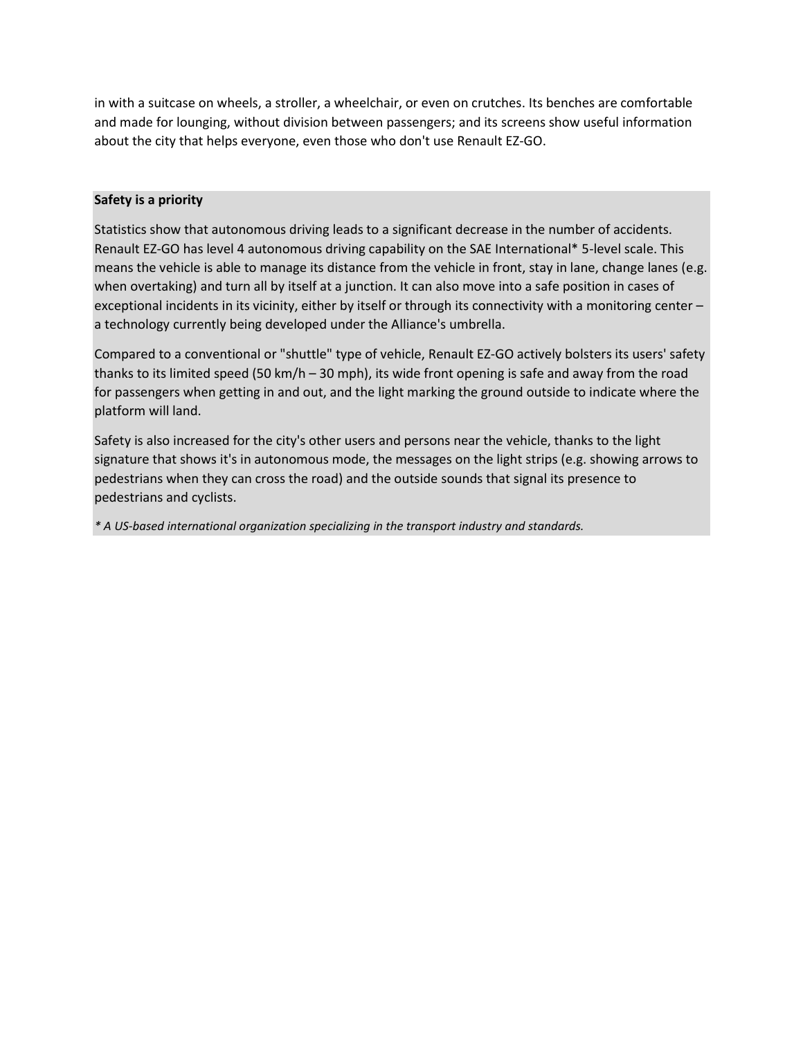in with a suitcase on wheels, a stroller, a wheelchair, or even on crutches. Its benches are comfortable and made for lounging, without division between passengers; and its screens show useful information about the city that helps everyone, even those who don't use Renault EZ-GO.

**Safety is a priority**

Statistics show that autonomous driving leads to a significant decrease in the number of accidents. Renault EZ-GO has level 4 autonomous driving capability on the SAE International* 5-level scale. This means the vehicle is able to manage its distance from the vehicle in front, stay in lane, change lanes (e.g. when overtaking) and turn all by itself at a junction. It can also move into a safe position in cases of exceptional incidents in its vicinity, either by itself or through its connectivity with a monitoring center – a technology currently being developed under the Alliance's umbrella.

Compared to a conventional or "shuttle" type of vehicle, Renault EZ-GO actively bolsters its users' safety thanks to its limited speed (50 km/h – 30 mph), its wide front opening is safe and away from the road for passengers when getting in and out, and the light marking the ground outside to indicate where the platform will land.

Safety is also increased for the city's other users and persons near the vehicle, thanks to the light signature that shows it's in autonomous mode, the messages on the light strips (e.g. showing arrows to pedestrians when they can cross the road) and the outside sounds that signal its presence to pedestrians and cyclists.

*\* A US-based international organization specializing in the transport industry and standards.*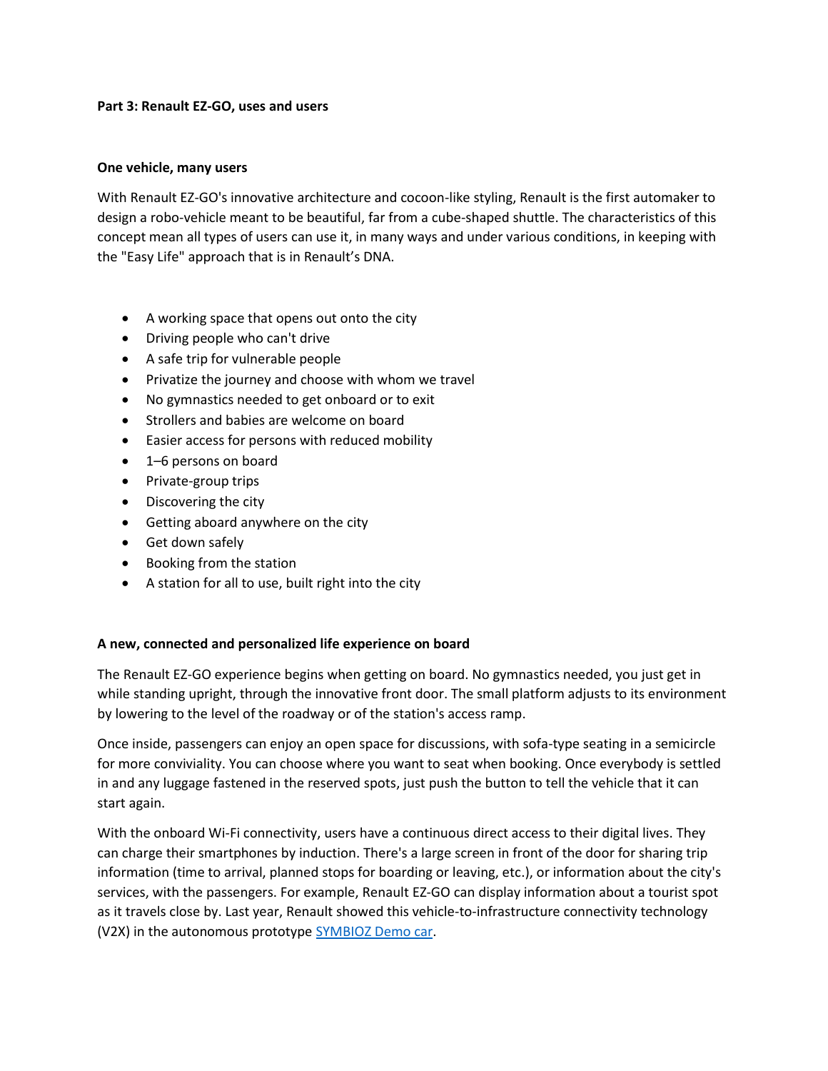**Part 3: Renault EZ-GO, uses and users**

**One vehicle, many users**

With Renault EZ-GO's innovative architecture and cocoon-like styling, Renault is the first automaker to design a robo-vehicle meant to be beautiful, far from a cube-shaped shuttle. The characteristics of this concept mean all types of users can use it, in many ways and under various conditions, in keeping with the "Easy Life" approach that is in Renault's DNA.

- A working space that opens out onto the city
- Driving people who can't drive
- A safe trip for vulnerable people
- Privatize the journey and choose with whom we travel
- No gymnastics needed to get onboard or to exit
- Strollers and babies are welcome on board
- Easier access for persons with reduced mobility
- 1–6 persons on board
- Private-group trips
- Discovering the city
- Getting aboard anywhere on the city
- Get down safely
- Booking from the station
- A station for all to use, built right into the city

**A new, connected and personalized life experience on board**

The Renault EZ-GO experience begins when getting on board. No gymnastics needed, you just get in while standing upright, through the innovative front door. The small platform adjusts to its environment by lowering to the level of the roadway or of the station's access ramp.

Once inside, passengers can enjoy an open space for discussions, with sofa-type seating in a semicircle for more conviviality. You can choose where you want to seat when booking. Once everybody is settled in and any luggage fastened in the reserved spots, just push the button to tell the vehicle that it can start again.

With the onboard Wi-Fi connectivity, users have a continuous direct access to their digital lives. They can charge their smartphones by induction. There's a large screen in front of the door for sharing trip information (time to arrival, planned stops for boarding or leaving, etc.), or information about the city's services, with the passengers. For example, Renault EZ-GO can display information about a tourist spot as it travels close by. Last year, Renault showed this vehicle-to-infrastructure connectivity technology (V2X) in the autonomous prototype SYMBIOZ Demo car.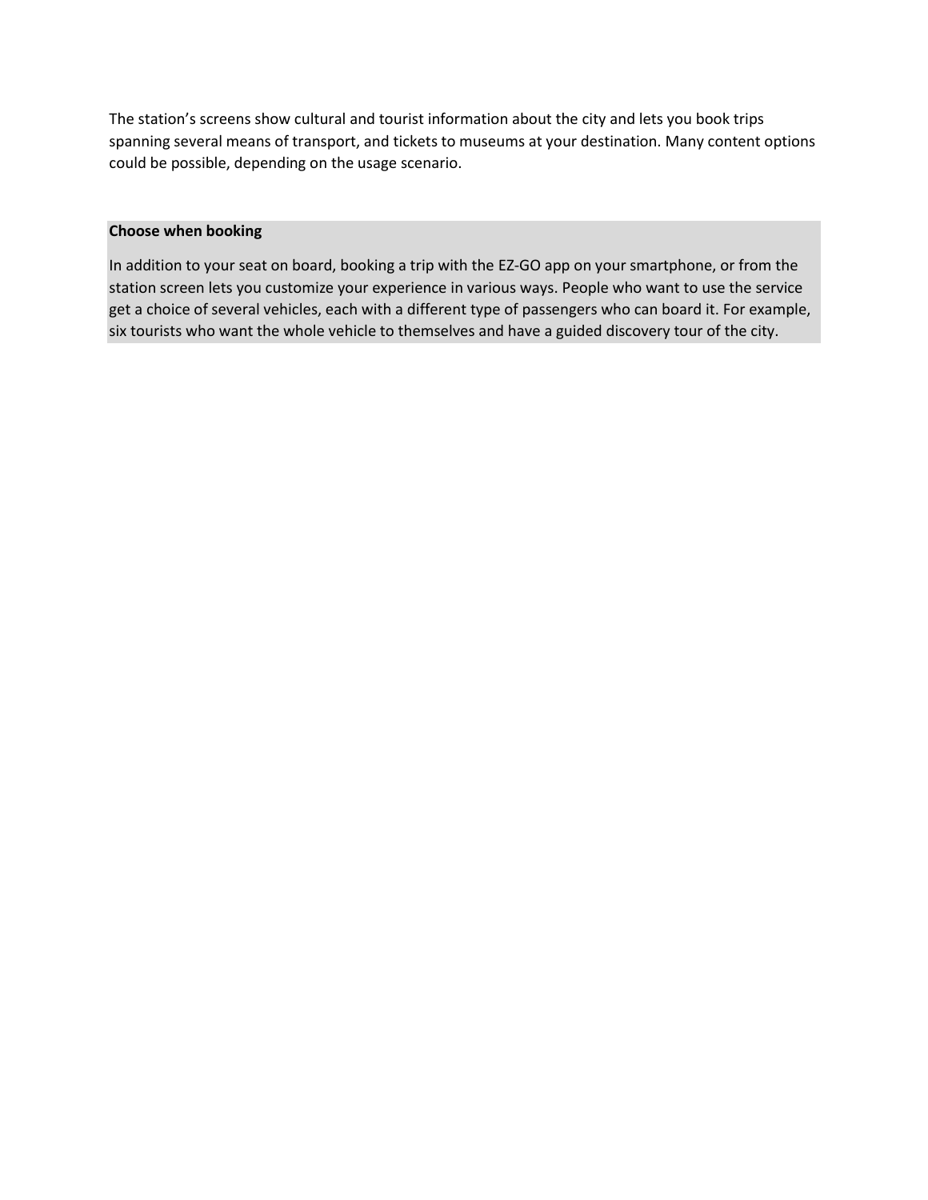The station's screens show cultural and tourist information about the city and lets you book trips spanning several means of transport, and tickets to museums at your destination. Many content options could be possible, depending on the usage scenario.

**Choose when booking**

In addition to your seat on board, booking a trip with the EZ-GO app on your smartphone, or from the station screen lets you customize your experience in various ways. People who want to use the service get a choice of several vehicles, each with a different type of passengers who can board it. For example, six tourists who want the whole vehicle to themselves and have a guided discovery tour of the city.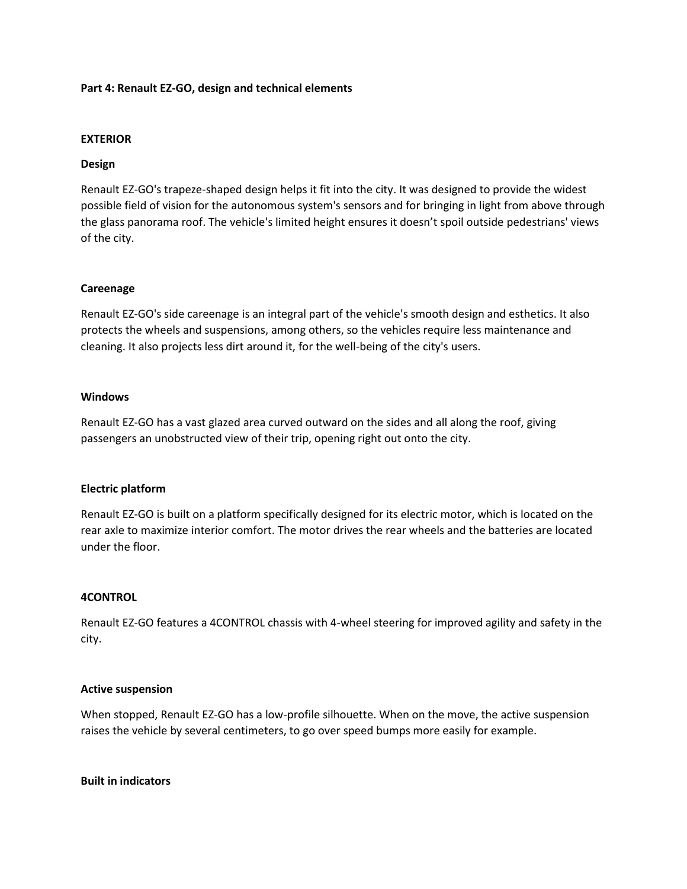**Part 4: Renault EZ-GO, design and technical elements**

**EXTERIOR**

**Design**

Renault EZ-GO's trapeze-shaped design helps it fit into the city. It was designed to provide the widest possible field of vision for the autonomous system's sensors and for bringing in light from above through the glass panorama roof. The vehicle's limited height ensures it doesn't spoil outside pedestrians' views of the city.

**Careenage**

Renault EZ-GO's side careenage is an integral part of the vehicle's smooth design and esthetics. It also protects the wheels and suspensions, among others, so the vehicles require less maintenance and cleaning. It also projects less dirt around it, for the well-being of the city's users.

**Windows**

Renault EZ-GO has a vast glazed area curved outward on the sides and all along the roof, giving passengers an unobstructed view of their trip, opening right out onto the city.

**Electric platform**

Renault EZ-GO is built on a platform specifically designed for its electric motor, which is located on the rear axle to maximize interior comfort. The motor drives the rear wheels and the batteries are located under the floor.

**4CONTROL**

Renault EZ-GO features a 4CONTROL chassis with 4-wheel steering for improved agility and safety in the city.

**Active suspension**

When stopped, Renault EZ-GO has a low-profile silhouette. When on the move, the active suspension raises the vehicle by several centimeters, to go over speed bumps more easily for example.

**Built in indicators**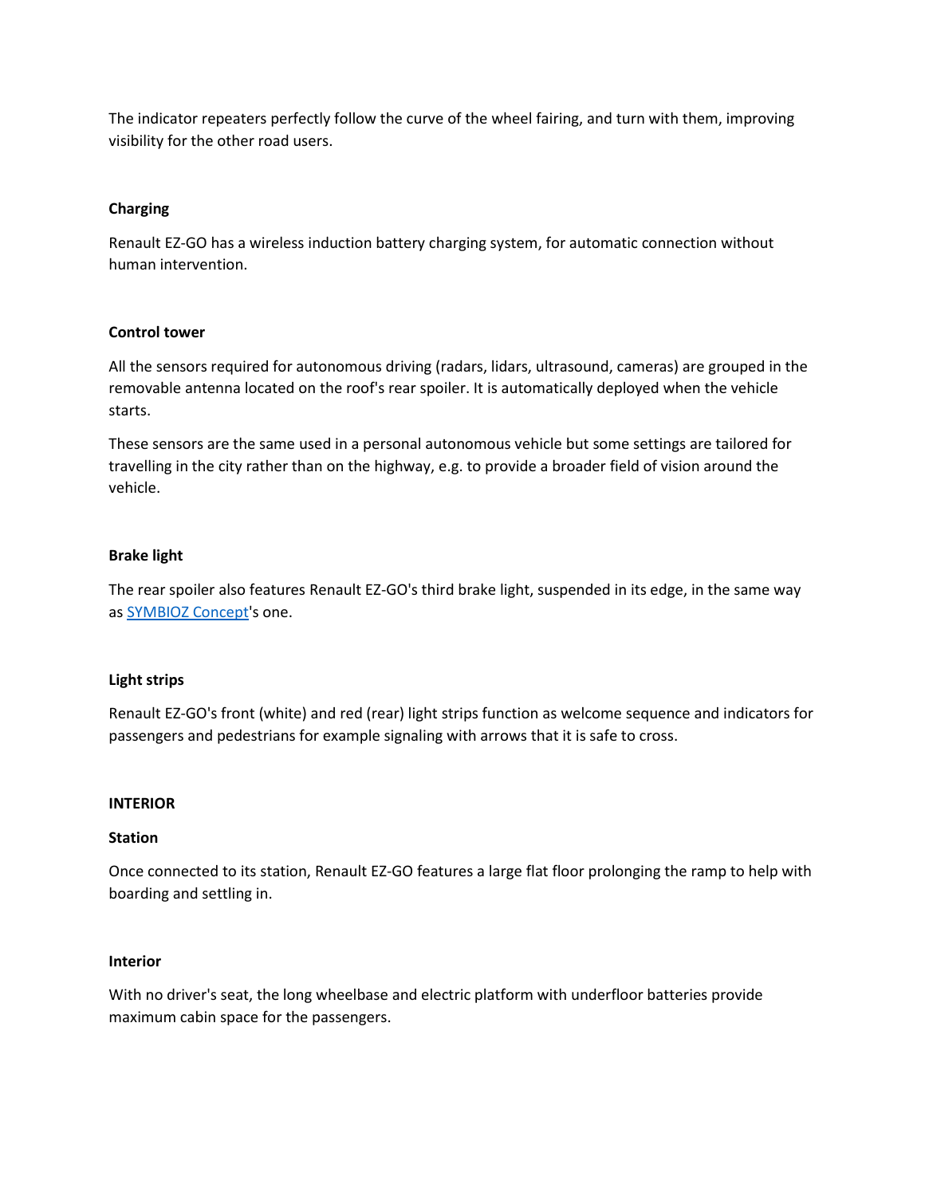The indicator repeaters perfectly follow the curve of the wheel fairing, and turn with them, improving visibility for the other road users.

**Charging**

Renault EZ-GO has a wireless induction battery charging system, for automatic connection without human intervention.

**Control tower**

All the sensors required for autonomous driving (radars, lidars, ultrasound, cameras) are grouped in the removable antenna located on the roof's rear spoiler. It is automatically deployed when the vehicle starts.

These sensors are the same used in a personal autonomous vehicle but some settings are tailored for travelling in the city rather than on the highway, e.g. to provide a broader field of vision around the vehicle.

**Brake light**

The rear spoiler also features Renault EZ-GO's third brake light, suspended in its edge, in the same way as SYMBIOZ Concept's one.

**Light strips**

Renault EZ-GO's front (white) and red (rear) light strips function as welcome sequence and indicators for passengers and pedestrians for example signaling with arrows that it is safe to cross.

**INTERIOR**

**Station**

Once connected to its station, Renault EZ-GO features a large flat floor prolonging the ramp to help with boarding and settling in.

**Interior**

With no driver's seat, the long wheelbase and electric platform with underfloor batteries provide maximum cabin space for the passengers.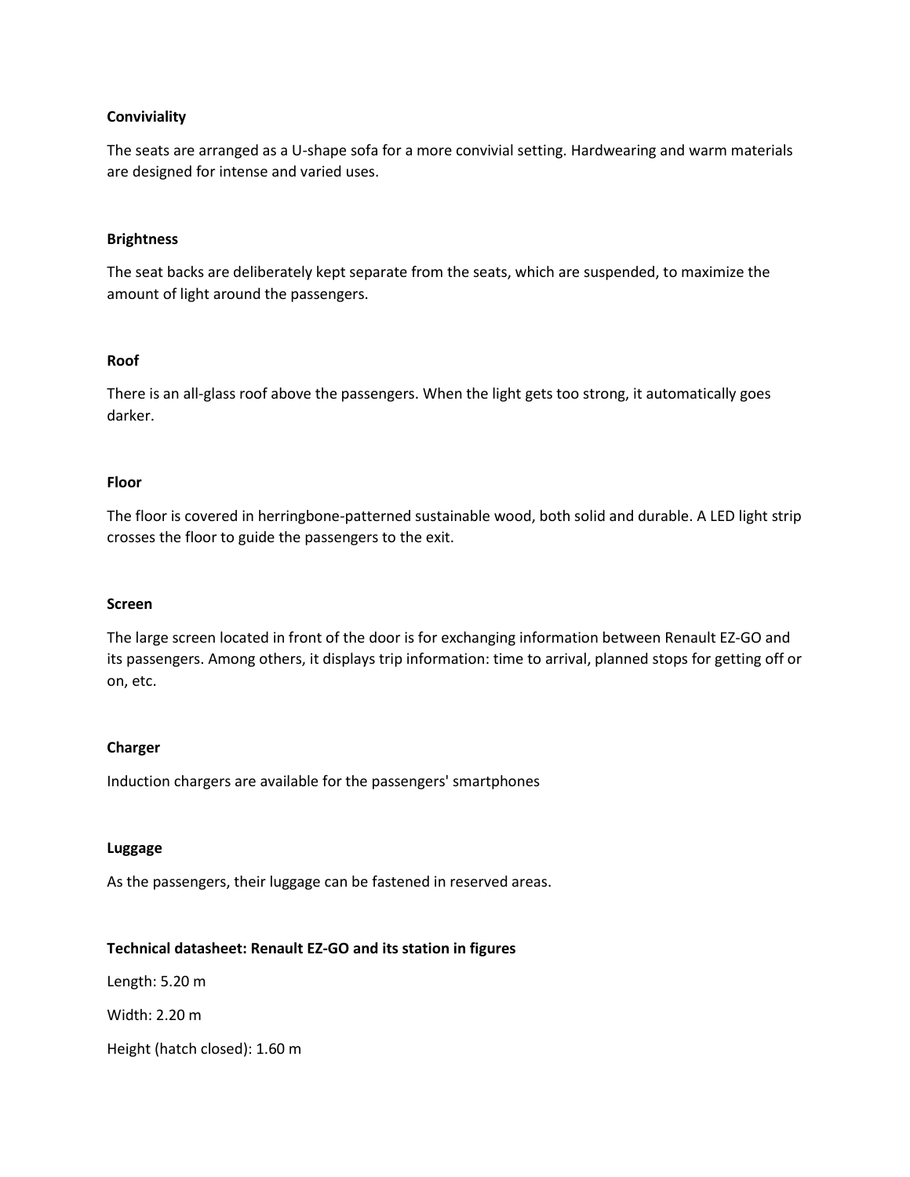**Conviviality**

The seats are arranged as a U-shape sofa for a more convivial setting. Hardwearing and warm materials are designed for intense and varied uses.

**Brightness**

The seat backs are deliberately kept separate from the seats, which are suspended, to maximize the amount of light around the passengers.

**Roof**

There is an all-glass roof above the passengers. When the light gets too strong, it automatically goes darker.

**Floor**

The floor is covered in herringbone-patterned sustainable wood, both solid and durable. A LED light strip crosses the floor to guide the passengers to the exit.

**Screen**

The large screen located in front of the door is for exchanging information between Renault EZ-GO and its passengers. Among others, it displays trip information: time to arrival, planned stops for getting off or on, etc.

**Charger**

Induction chargers are available for the passengers' smartphones

**Luggage**

As the passengers, their luggage can be fastened in reserved areas.

**Technical datasheet: Renault EZ-GO and its station in figures**

Length: 5.20 m

Width: 2.20 m

Height (hatch closed): 1.60 m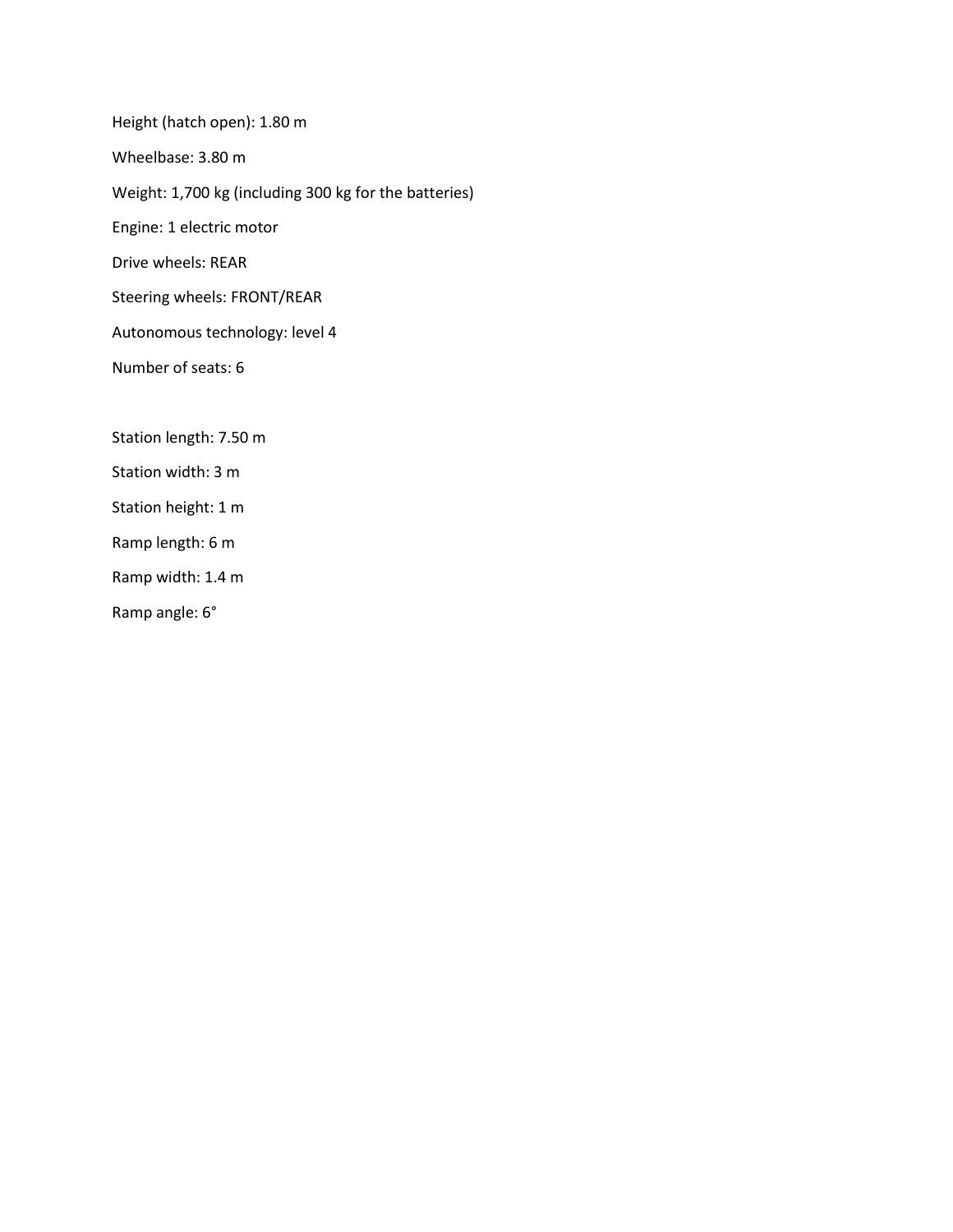Height (hatch open): 1.80 m

Wheelbase: 3.80 m

Weight: 1,700 kg (including 300 kg for the batteries)

Engine: 1 electric motor

Drive wheels: REAR

Steering wheels: FRONT/REAR

Autonomous technology: level 4

Number of seats: 6

Station length: 7.50 m

Station width: 3 m

Station height: 1 m

Ramp length: 6 m

Ramp width: 1.4 m

Ramp angle: 6°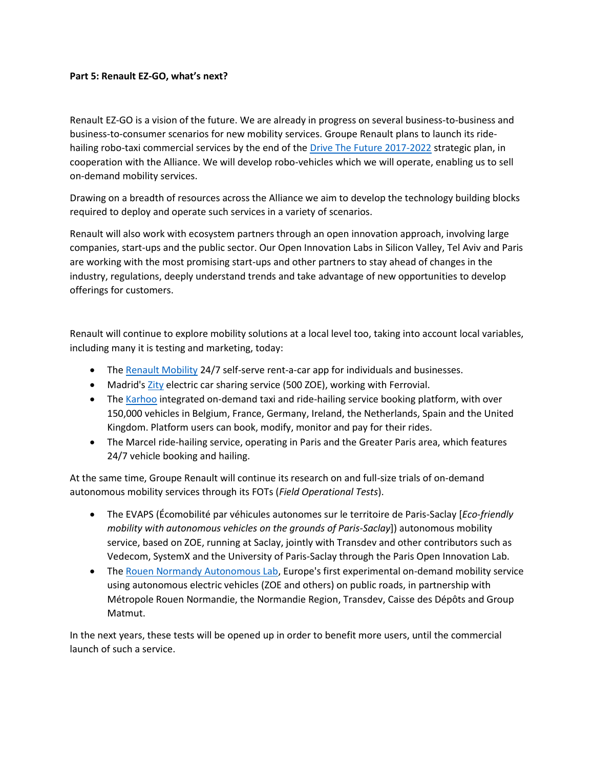**Part 5: Renault EZ-GO, what's next?**

Renault EZ-GO is a vision of the future. We are already in progress on several business-to-business and business-to-consumer scenarios for new mobility services. Groupe Renault plans to launch its ride-hailing robo-taxi commercial services by the end of the Drive The Future 2017-2022 strategic plan, in cooperation with the Alliance. We will develop robo-vehicles which we will operate, enabling us to sell on-demand mobility services.

Drawing on a breadth of resources across the Alliance we aim to develop the technology building blocks required to deploy and operate such services in a variety of scenarios.

Renault will also work with ecosystem partners through an open innovation approach, involving large companies, start-ups and the public sector. Our Open Innovation Labs in Silicon Valley, Tel Aviv and Paris are working with the most promising start-ups and other partners to stay ahead of changes in the industry, regulations, deeply understand trends and take advantage of new opportunities to develop offerings for customers.

Renault will continue to explore mobility solutions at a local level too, taking into account local variables, including many it is testing and marketing, today:

- The Renault Mobility 24/7 self-serve rent-a-car app for individuals and businesses.
- Madrid's Zity electric car sharing service (500 ZOE), working with Ferrovial.
- The Karhoo integrated on-demand taxi and ride-hailing service booking platform, with over 150,000 vehicles in Belgium, France, Germany, Ireland, the Netherlands, Spain and the United Kingdom. Platform users can book, modify, monitor and pay for their rides.
- The Marcel ride-hailing service, operating in Paris and the Greater Paris area, which features 24/7 vehicle booking and hailing.

At the same time, Groupe Renault will continue its research on and full-size trials of on-demand autonomous mobility services through its FOTs (*Field Operational Tests*).

- The EVAPS (Écomobilité par véhicules autonomes sur le territoire de Paris-Saclay [*Eco-friendly mobility with autonomous vehicles on the grounds of Paris-Saclay*]) autonomous mobility service, based on ZOE, running at Saclay, jointly with Transdev and other contributors such as Vedecom, SystemX and the University of Paris-Saclay through the Paris Open Innovation Lab.
- The Rouen Normandy Autonomous Lab, Europe's first experimental on-demand mobility service using autonomous electric vehicles (ZOE and others) on public roads, in partnership with Métropole Rouen Normandie, the Normandie Region, Transdev, Caisse des Dépôts and Group Matmut.

In the next years, these tests will be opened up in order to benefit more users, until the commercial launch of such a service.